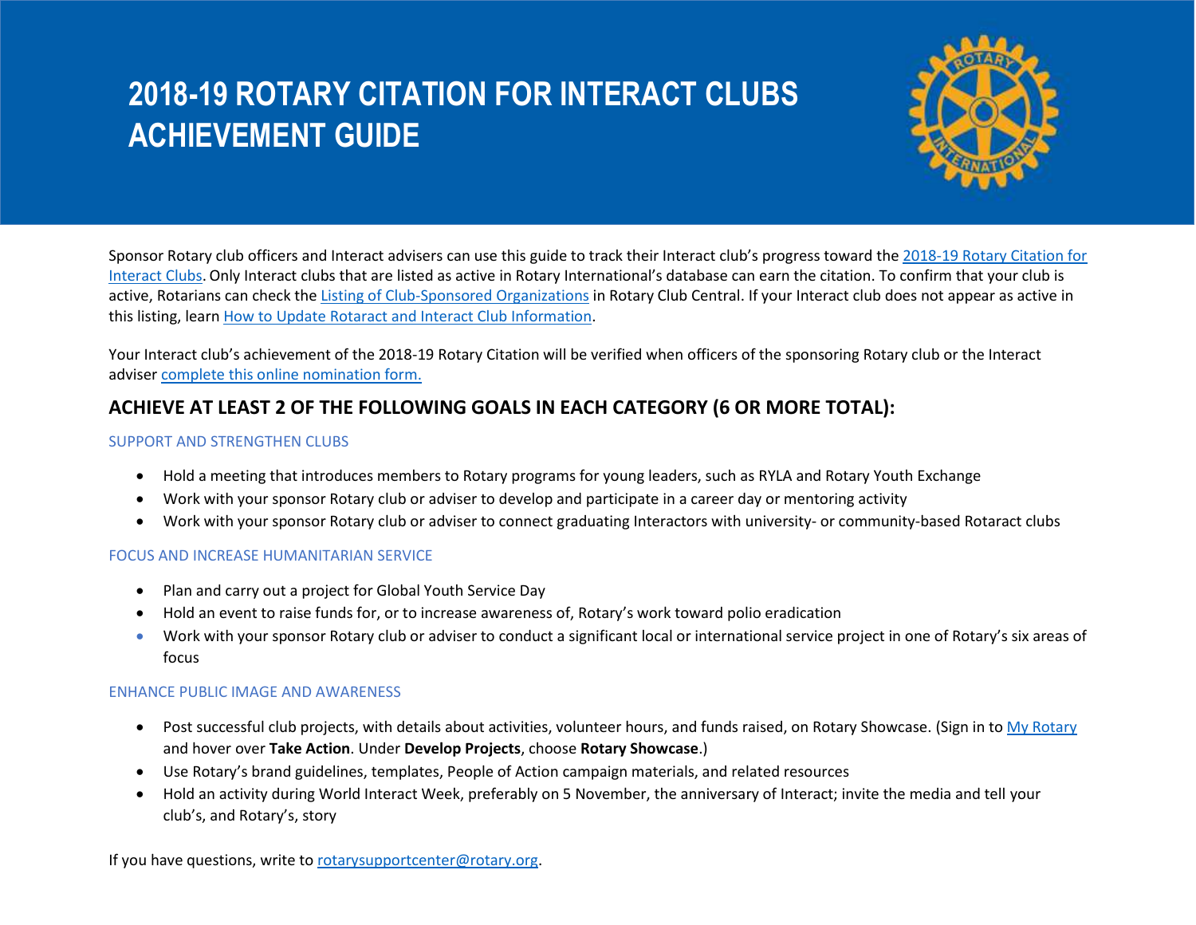# 2018-19 ROTARY CITATION FOR INTERACT CLUBS ACHIEVEMENT GUIDE

Sponsor Rotary club officers and Interact advisers can use this guide to track their Interact club's progress toward the 2018-19 Rotary Citation for Interact Clubs. Only Interact clubs that are listed as active in Rotary International's database can earn the citation. To confirm that your club is active, Rotarians can check the Listing of Club-Sponsored Organizations in Rotary Club Central. If your Interact club does not appear as active in this listing, learn How to Update Rotaract and Interact Club Information.

Your Interact club's achievement of the 2018-19 Rotary Citation will be verified when officers of the sponsoring Rotary club or the Interact adviser complete this online nomination form.

## ACHIEVE AT LEAST 2 OF THE FOLLOWING GOALS IN EACH CATEGORY (6 OR MORE TOTAL):

### SUPPORT AND STRENGTHEN CLUBS

- Hold a meeting that introduces members to Rotary programs for young leaders, such as RYLA and Rotary Youth Exchange
- Work with your sponsor Rotary club or adviser to develop and participate in a career day or mentoring activity
- Work with your sponsor Rotary club or adviser to connect graduating Interactors with university- or community-based Rotaract clubs

### FOCUS AND INCREASE HUMANITARIAN SERVICE

- Plan and carry out a project for Global Youth Service Day
- Hold an event to raise funds for, or to increase awareness of, Rotary's work toward polio eradication
- Work with your sponsor Rotary club or adviser to conduct a significant local or international service project in one of Rotary's six areas of focus

### ENHANCE PUBLIC IMAGE AND AWARENESS

- Post successful club projects, with details about activities, volunteer hours, and funds raised, on Rotary Showcase. (Sign in to My Rotary and hover over **Take Action**. Under **Develop Projects**, choose **Rotary Showcase**.)
- Use Rotary's brand guidelines, templates, People of Action campaign materials, and related resources
- Hold an activity during World Interact Week, preferably on 5 November, the anniversary of Interact; invite the media and tell your club's, and Rotary's, story

If you have questions, write to rotarysupportcenter@rotary.org.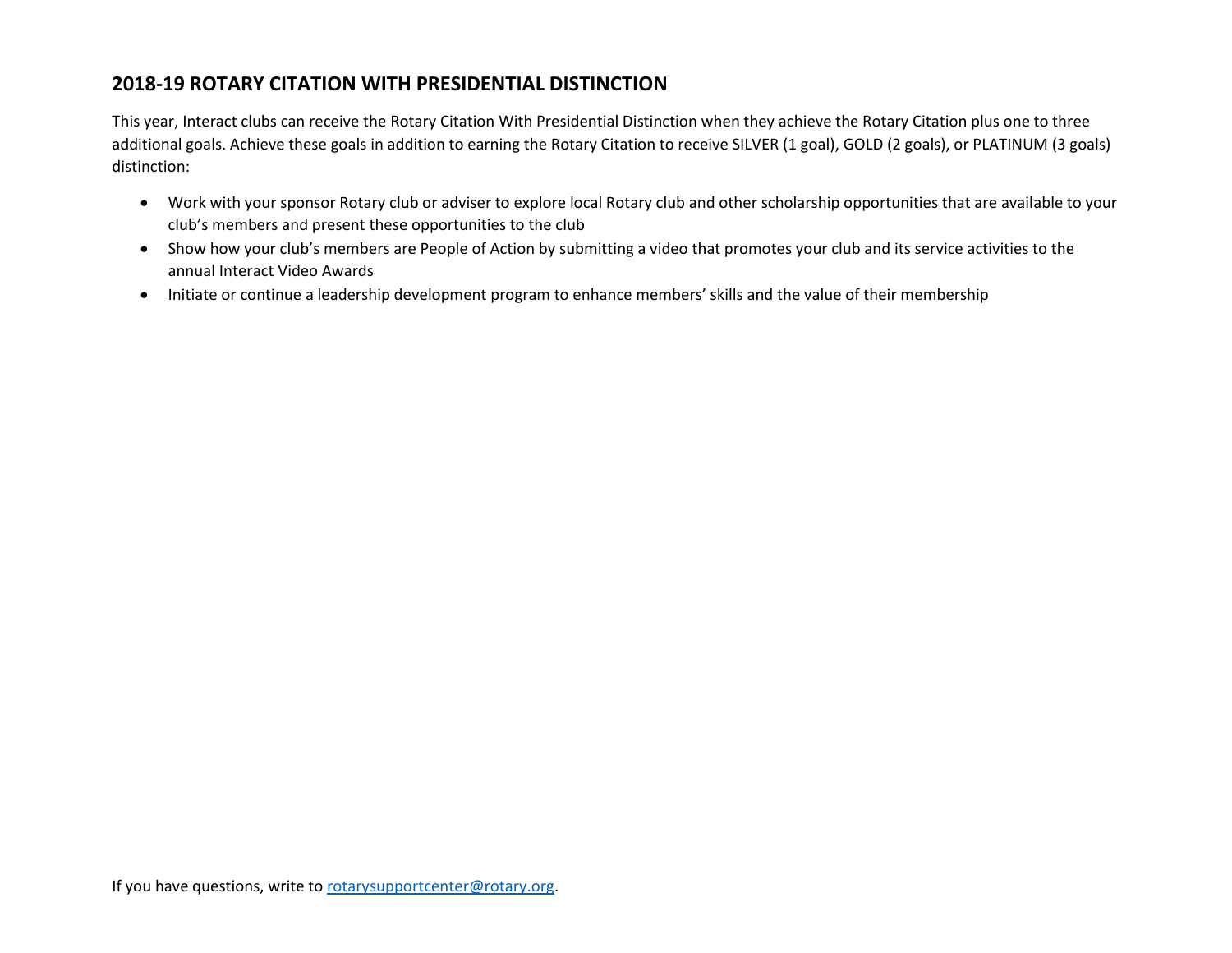## 2018-19 ROTARY CITATION WITH PRESIDENTIAL DISTINCTION

This year, Interact clubs can receive the Rotary Citation With Presidential Distinction when they achieve the Rotary Citation plus one to three additional goals. Achieve these goals in addition to earning the Rotary Citation to receive SILVER (1 goal), GOLD (2 goals), or PLATINUM (3 goals) distinction:

- Work with your sponsor Rotary club or adviser to explore local Rotary club and other scholarship opportunities that are available to your club's members and present these opportunities to the club
- Show how your club's members are People of Action by submitting a video that promotes your club and its service activities to the annual Interact Video Awards
- Initiate or continue a leadership development program to enhance members' skills and the value of their membership

If you have questions, write to [rotarysupportcenter@rotary.org](mailto:rotarysupportcenter@rotary.org).